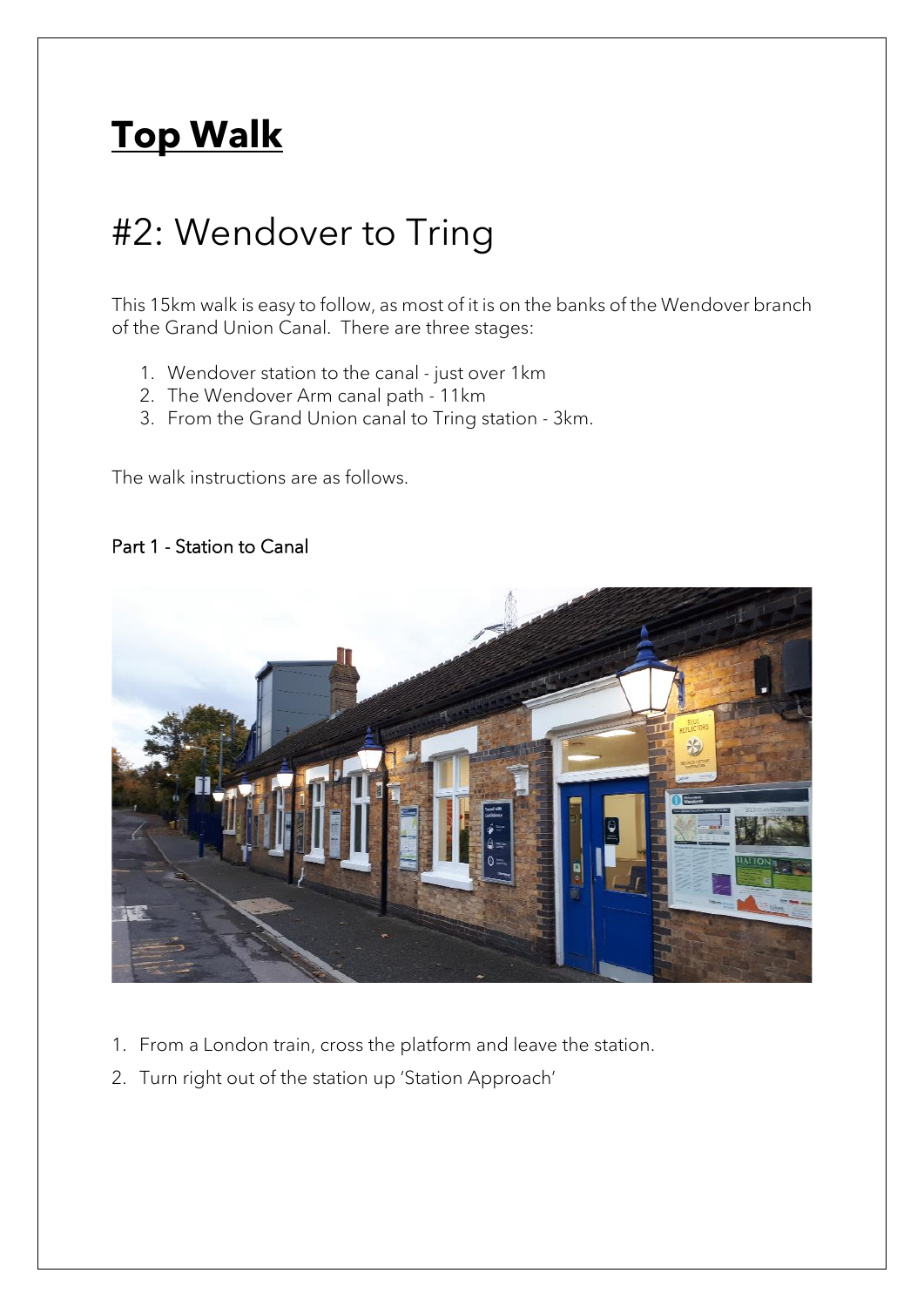# **Top Walk**

## #2: Wendover to Tring

This 15km walk is easy to follow, as most of it is on the banks of the Wendover branch of the Grand Union Canal. There are three stages:

1. Wendover station to the canal - just over 1km
2. The Wendover Arm canal path - 11km
3. From the Grand Union canal to Tring station - 3km.

The walk instructions are as follows.

### Part 1 - Station to Canal

1. From a London train, cross the platform and leave the station.
2. Turn right out of the station up 'Station Approach'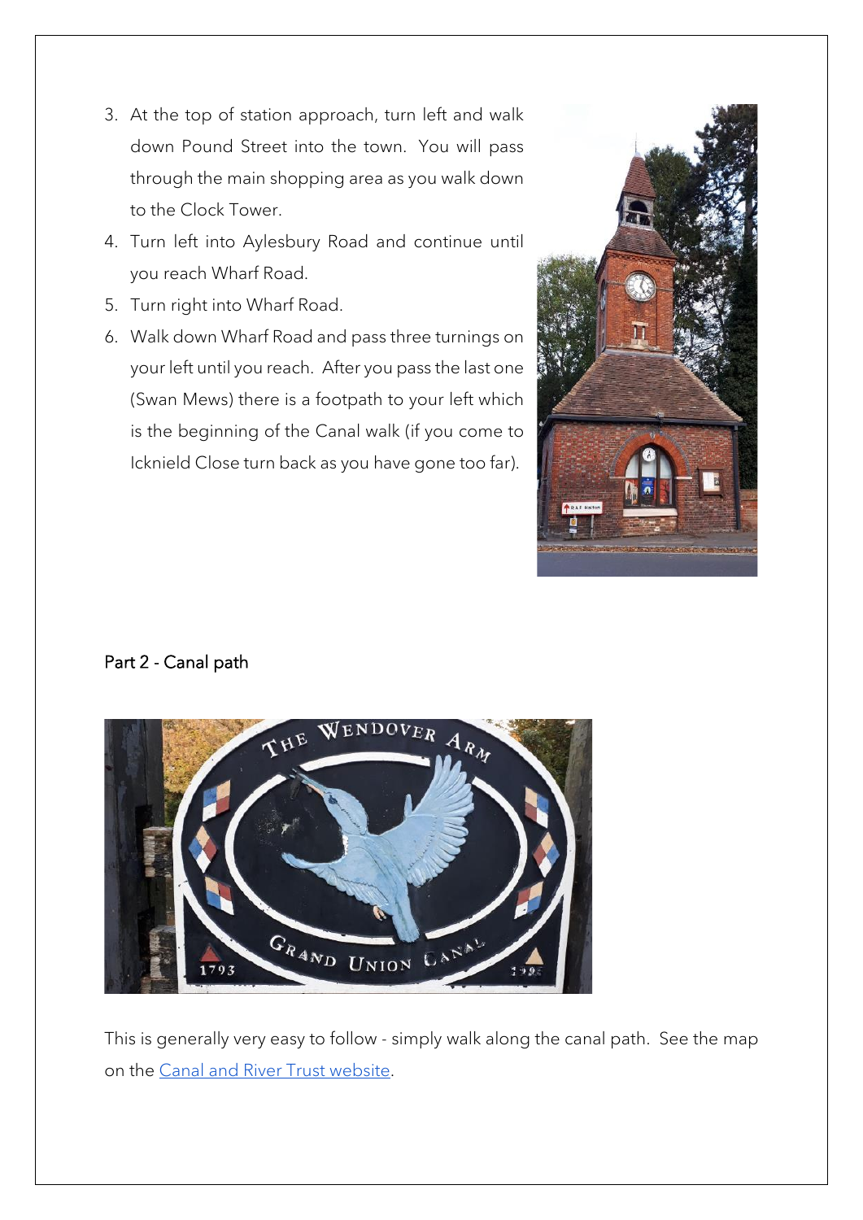3. At the top of station approach, turn left and walk down Pound Street into the town. You will pass through the main shopping area as you walk down to the Clock Tower.
4. Turn left into Aylesbury Road and continue until you reach Wharf Road.
5. Turn right into Wharf Road.
6. Walk down Wharf Road and pass three turnings on your left until you reach. After you pass the last one (Swan Mews) there is a footpath to your left which is the beginning of the Canal walk (if you come to Icknield Close turn back as you have gone too far).

Part 2 - Canal path

This is generally very easy to follow - simply walk along the canal path. See the map on the [Canal and River Trust website](Canal and River Trust website).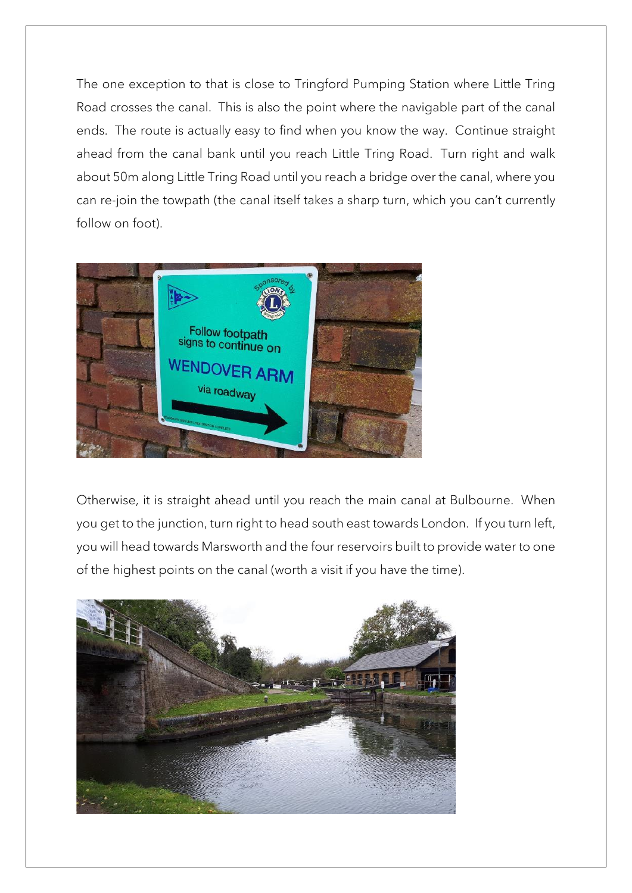The one exception to that is close to Tringford Pumping Station where Little Tring Road crosses the canal. This is also the point where the navigable part of the canal ends. The route is actually easy to find when you know the way. Continue straight ahead from the canal bank until you reach Little Tring Road. Turn right and walk about 50m along Little Tring Road until you reach a bridge over the canal, where you can re-join the towpath (the canal itself takes a sharp turn, which you can't currently follow on foot).

Otherwise, it is straight ahead until you reach the main canal at Bulbourne. When you get to the junction, turn right to head south east towards London. If you turn left, you will head towards Marsworth and the four reservoirs built to provide water to one of the highest points on the canal (worth a visit if you have the time).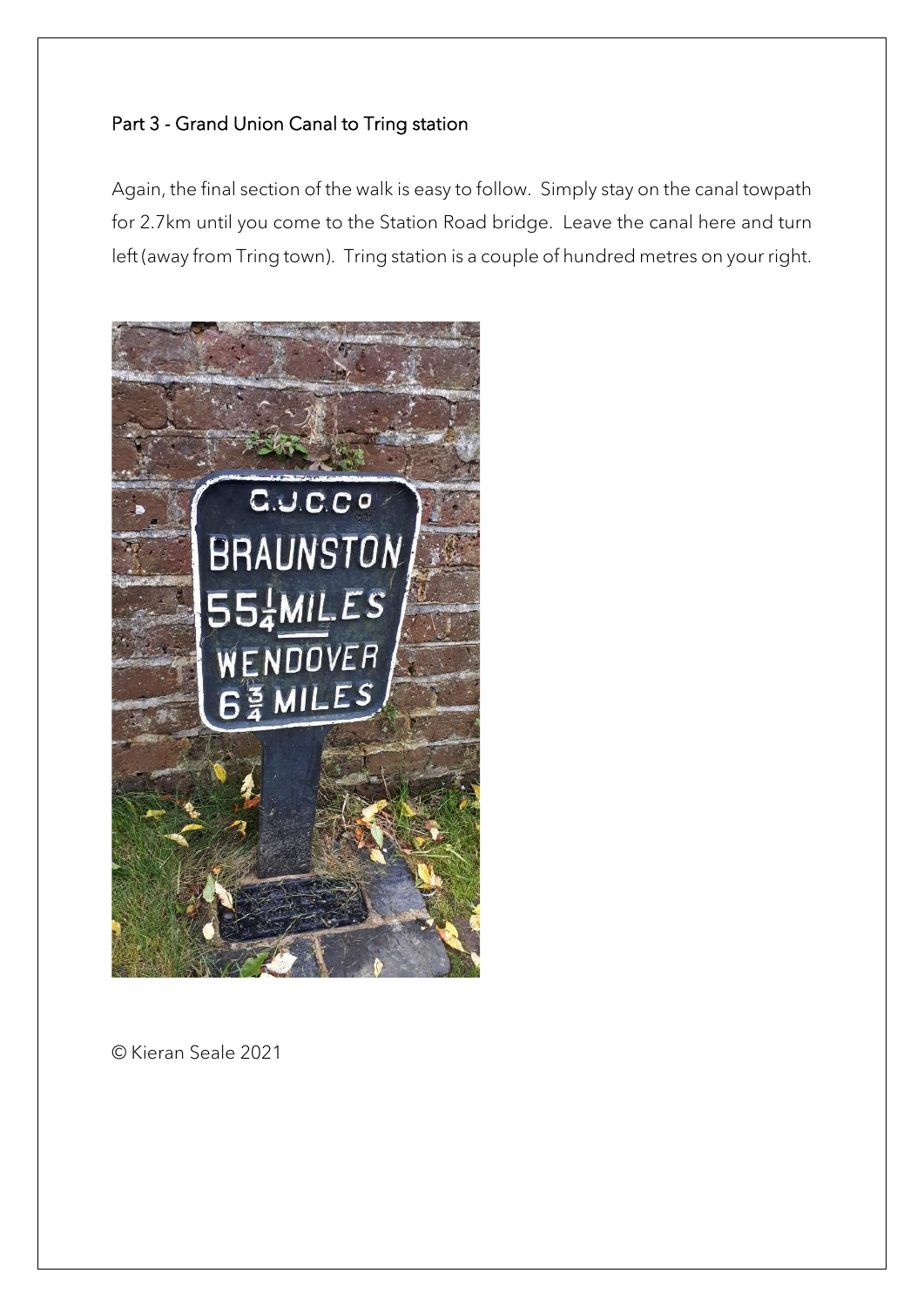## Part 3 - Grand Union Canal to Tring station

Again, the final section of the walk is easy to follow. Simply stay on the canal towpath for 2.7km until you come to the Station Road bridge. Leave the canal here and turn left (away from Tring town). Tring station is a couple of hundred metres on your right.

© Kieran Seale 2021